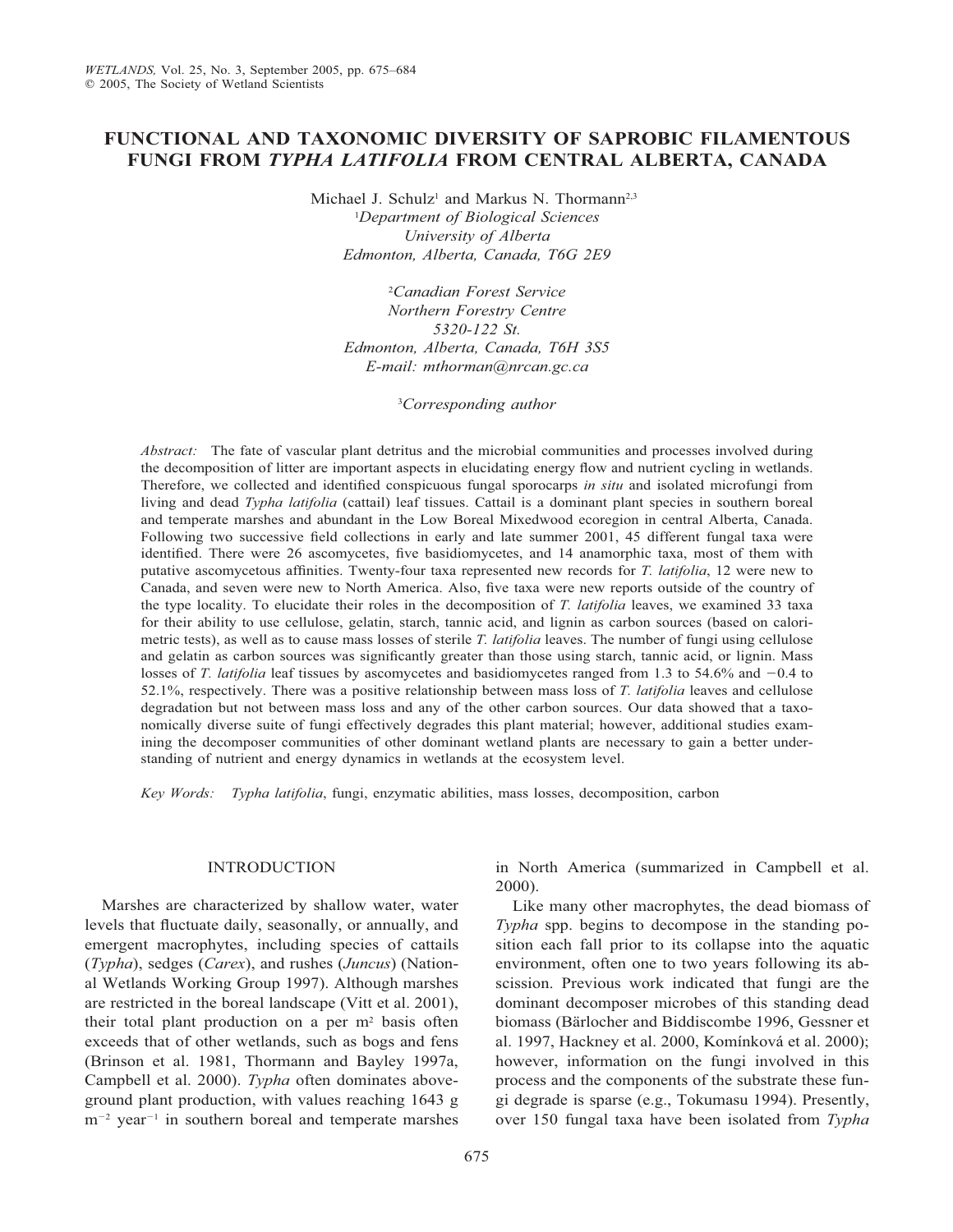# FUNCTIONAL AND TAXONOMIC DIVERSITY OF SAPROBIC FILAMENTOUS FUNGI FROM *TYPHA LATIFOLIA* FROM CENTRAL ALBERTA, CANADA

Michael J. Schulz[1] and Markus N. Thormann[2,3]

[1]*Department of Biological Sciences*
*University of Alberta*
*Edmonton, Alberta, Canada, T6G 2E9*

[2]*Canadian Forest Service*
*Northern Forestry Centre*
*5320-122 St.*
*Edmonton, Alberta, Canada, T6H 3S5*
*E-mail: mthorman@nrcan.gc.ca*

[3]*Corresponding author*

*Abstract:* The fate of vascular plant detritus and the microbial communities and processes involved during the decomposition of litter are important aspects in elucidating energy flow and nutrient cycling in wetlands. Therefore, we collected and identified conspicuous fungal sporocarps *in situ* and isolated microfungi from living and dead *Typha latifolia* (cattail) leaf tissues. Cattail is a dominant plant species in southern boreal and temperate marshes and abundant in the Low Boreal Mixedwood ecoregion in central Alberta, Canada. Following two successive field collections in early and late summer 2001, 45 different fungal taxa were identified. There were 26 ascomycetes, five basidiomycetes, and 14 anamorphic taxa, most of them with putative ascomycetous affinities. Twenty-four taxa represented new records for *T. latifolia*, 12 were new to Canada, and seven were new to North America. Also, five taxa were new reports outside of the country of the type locality. To elucidate their roles in the decomposition of *T. latifolia* leaves, we examined 33 taxa for their ability to use cellulose, gelatin, starch, tannic acid, and lignin as carbon sources (based on calorimetric tests), as well as to cause mass losses of sterile *T. latifolia* leaves. The number of fungi using cellulose and gelatin as carbon sources was significantly greater than those using starch, tannic acid, or lignin. Mass losses of *T. latifolia* leaf tissues by ascomycetes and basidiomycetes ranged from 1.3 to 54.6% and −0.4 to 52.1%, respectively. There was a positive relationship between mass loss of *T. latifolia* leaves and cellulose degradation but not between mass loss and any of the other carbon sources. Our data showed that a taxonomically diverse suite of fungi effectively degrades this plant material; however, additional studies examining the decomposer communities of other dominant wetland plants are necessary to gain a better understanding of nutrient and energy dynamics in wetlands at the ecosystem level.

*Key Words:* *Typha latifolia*, fungi, enzymatic abilities, mass losses, decomposition, carbon

## INTRODUCTION

Marshes are characterized by shallow water, water levels that fluctuate daily, seasonally, or annually, and emergent macrophytes, including species of cattails (*Typha*), sedges (*Carex*), and rushes (*Juncus*) (National Wetlands Working Group 1997). Although marshes are restricted in the boreal landscape (Vitt et al. 2001), their total plant production on a per $m^2$ basis often exceeds that of other wetlands, such as bogs and fens (Brinson et al. 1981, Thormann and Bayley 1997a, Campbell et al. 2000). *Typha* often dominates aboveground plant production, with values reaching 1643 g $m^{-2}$ $year^{-1}$ in southern boreal and temperate marshes in North America (summarized in Campbell et al. 2000).

Like many other macrophytes, the dead biomass of *Typha* spp. begins to decompose in the standing position each fall prior to its collapse into the aquatic environment, often one to two years following its abscission. Previous work indicated that fungi are the dominant decomposer microbes of this standing dead biomass (Bärlocher and Biddiscombe 1996, Gessner et al. 1997, Hackney et al. 2000, Komínková et al. 2000); however, information on the fungi involved in this process and the components of the substrate these fungi degrade is sparse (e.g., Tokumasu 1994). Presently, over 150 fungal taxa have been isolated from *Typha*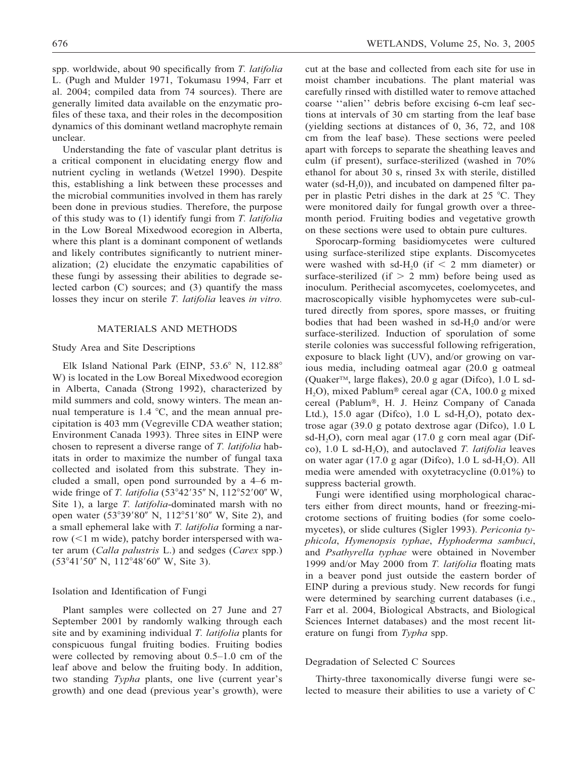spp. worldwide, about 90 specifically from *T. latifolia* L. (Pugh and Mulder 1971, Tokumasu 1994, Farr et al. 2004; compiled data from 74 sources). There are generally limited data available on the enzymatic profiles of these taxa, and their roles in the decomposition dynamics of this dominant wetland macrophyte remain unclear.

Understanding the fate of vascular plant detritus is a critical component in elucidating energy flow and nutrient cycling in wetlands (Wetzel 1990). Despite this, establishing a link between these processes and the microbial communities involved in them has rarely been done in previous studies. Therefore, the purpose of this study was to (1) identify fungi from *T. latifolia* in the Low Boreal Mixedwood ecoregion in Alberta, where this plant is a dominant component of wetlands and likely contributes significantly to nutrient mineralization; (2) elucidate the enzymatic capabilities of these fungi by assessing their abilities to degrade selected carbon (C) sources; and (3) quantify the mass losses they incur on sterile *T. latifolia* leaves *in vitro.*

## MATERIALS AND METHODS

### Study Area and Site Descriptions

Elk Island National Park (EINP, 53.6° N, 112.88° W) is located in the Low Boreal Mixedwood ecoregion in Alberta, Canada (Strong 1992), characterized by mild summers and cold, snowy winters. The mean annual temperature is 1.4 °C, and the mean annual precipitation is 403 mm (Vegreville CDA weather station; Environment Canada 1993). Three sites in EINP were chosen to represent a diverse range of *T. latifolia* habitats in order to maximize the number of fungal taxa collected and isolated from this substrate. They included a small, open pond surrounded by a 4–6 m-wide fringe of *T. latifolia* (53°42′35″ N, 112°52′00″ W, Site 1), a large *T. latifolia*-dominated marsh with no open water (53°39′80″ N, 112°51′80″ W, Site 2), and a small ephemeral lake with *T. latifolia* forming a narrow (<1 m wide), patchy border interspersed with water arum (*Calla palustris* L.) and sedges (*Carex* spp.) (53°41′50″ N, 112°48′60″ W, Site 3).

### Isolation and Identification of Fungi

Plant samples were collected on 27 June and 27 September 2001 by randomly walking through each site and by examining individual *T. latifolia* plants for conspicuous fungal fruiting bodies. Fruiting bodies were collected by removing about 0.5–1.0 cm of the leaf above and below the fruiting body. In addition, two standing *Typha* plants, one live (current year's growth) and one dead (previous year's growth), were cut at the base and collected from each site for use in moist chamber incubations. The plant material was carefully rinsed with distilled water to remove attached coarse ''alien'' debris before excising 6-cm leaf sections at intervals of 30 cm starting from the leaf base (yielding sections at distances of 0, 36, 72, and 108 cm from the leaf base). These sections were peeled apart with forceps to separate the sheathing leaves and culm (if present), surface-sterilized (washed in 70% ethanol for about 30 s, rinsed 3x with sterile, distilled water (sd-$H_2$0)), and incubated on dampened filter paper in plastic Petri dishes in the dark at 25 °C. They were monitored daily for fungal growth over a three-month period. Fruiting bodies and vegetative growth on these sections were used to obtain pure cultures.

Sporocarp-forming basidiomycetes were cultured using surface-sterilized stipe explants. Discomycetes were washed with sd-$H_2$0 (if < 2 mm diameter) or surface-sterilized (if > 2 mm) before being used as inoculum. Perithecial ascomycetes, coelomycetes, and macroscopically visible hyphomycetes were sub-cultured directly from spores, spore masses, or fruiting bodies that had been washed in sd-$H_2$0 and/or were surface-sterilized. Induction of sporulation of some sterile colonies was successful following refrigeration, exposure to black light (UV), and/or growing on various media, including oatmeal agar (20.0 g oatmeal (Quaker™, large flakes), 20.0 g agar (Difco), 1.0 L sd-$H_2O$), mixed Pablum® cereal agar (CA, 100.0 g mixed cereal (Pablum®, H. J. Heinz Company of Canada Ltd.), 15.0 agar (Difco), 1.0 L sd-$H_2O$), potato dextrose agar (39.0 g potato dextrose agar (Difco), 1.0 L sd-$H_2O$), corn meal agar (17.0 g corn meal agar (Difco), 1.0 L sd-$H_2O$), and autoclaved *T. latifolia* leaves on water agar (17.0 g agar (Difco), 1.0 L sd-$H_2O$). All media were amended with oxytetracycline (0.01%) to suppress bacterial growth.

Fungi were identified using morphological characters either from direct mounts, hand or freezing-microtome sections of fruiting bodies (for some coelomycetes), or slide cultures (Sigler 1993). *Periconia typhicola*, *Hymenopsis typhae*, *Hyphoderma sambuci*, and *Psathyrella typhae* were obtained in November 1999 and/or May 2000 from *T. latifolia* floating mats in a beaver pond just outside the eastern border of EINP during a previous study. New records for fungi were determined by searching current databases (i.e., Farr et al. 2004, Biological Abstracts, and Biological Sciences Internet databases) and the most recent literature on fungi from *Typha* spp.

### Degradation of Selected C Sources

Thirty-three taxonomically diverse fungi were selected to measure their abilities to use a variety of C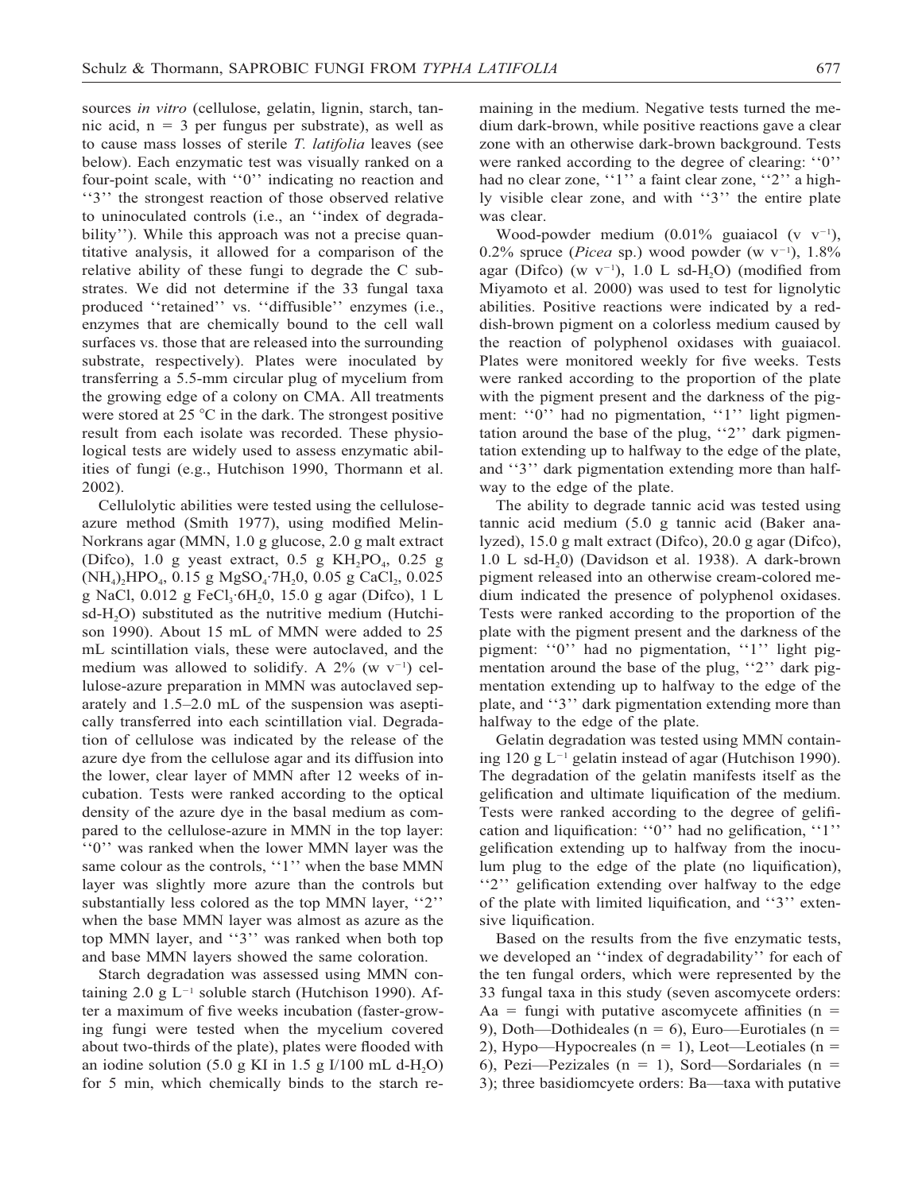sources *in vitro* (cellulose, gelatin, lignin, starch, tannic acid, n = 3 per fungus per substrate), as well as to cause mass losses of sterile *T. latifolia* leaves (see below). Each enzymatic test was visually ranked on a four-point scale, with ''0'' indicating no reaction and ''3'' the strongest reaction of those observed relative to uninoculated controls (i.e., an ''index of degradability''). While this approach was not a precise quantitative analysis, it allowed for a comparison of the relative ability of these fungi to degrade the C substrates. We did not determine if the 33 fungal taxa produced ''retained'' vs. ''diffusible'' enzymes (i.e., enzymes that are chemically bound to the cell wall surfaces vs. those that are released into the surrounding substrate, respectively). Plates were inoculated by transferring a 5.5-mm circular plug of mycelium from the growing edge of a colony on CMA. All treatments were stored at 25 °C in the dark. The strongest positive result from each isolate was recorded. These physiological tests are widely used to assess enzymatic abilities of fungi (e.g., Hutchison 1990, Thormann et al. 2002).

Cellulolytic abilities were tested using the cellulose-azure method (Smith 1977), using modified Melin-Norkrans agar (MMN, 1.0 g glucose, 2.0 g malt extract (Difco), 1.0 g yeast extract, 0.5 g $KH_2PO_4$, 0.25 g $(NH_4)_2HPO_4$, 0.15 g $MgSO_4{\cdot}7H_20$, 0.05 g $CaCl_2$, 0.025 g NaCl, 0.012 g $FeCl_3{\cdot}6H_20$, 15.0 g agar (Difco), 1 L sd-$H_2O$) substituted as the nutritive medium (Hutchison 1990). About 15 mL of MMN were added to 25 mL scintillation vials, these were autoclaved, and the medium was allowed to solidify. A 2% (w $v^{-1}$) cellulose-azure preparation in MMN was autoclaved separately and 1.5–2.0 mL of the suspension was aseptically transferred into each scintillation vial. Degradation of cellulose was indicated by the release of the azure dye from the cellulose agar and its diffusion into the lower, clear layer of MMN after 12 weeks of incubation. Tests were ranked according to the optical density of the azure dye in the basal medium as compared to the cellulose-azure in MMN in the top layer: ''0'' was ranked when the lower MMN layer was the same colour as the controls, ''1'' when the base MMN layer was slightly more azure than the controls but substantially less colored as the top MMN layer, ''2'' when the base MMN layer was almost as azure as the top MMN layer, and ''3'' was ranked when both top and base MMN layers showed the same coloration.

Starch degradation was assessed using MMN containing 2.0 g $L^{-1}$ soluble starch (Hutchison 1990). After a maximum of five weeks incubation (faster-growing fungi were tested when the mycelium covered about two-thirds of the plate), plates were flooded with an iodine solution (5.0 g KI in 1.5 g I/100 mL d-$H_2O$) for 5 min, which chemically binds to the starch remaining in the medium. Negative tests turned the medium dark-brown, while positive reactions gave a clear zone with an otherwise dark-brown background. Tests were ranked according to the degree of clearing: ''0'' had no clear zone, ''1'' a faint clear zone, ''2'' a highly visible clear zone, and with ''3'' the entire plate was clear.

Wood-powder medium (0.01% guaiacol (v $v^{-1}$), 0.2% spruce (*Picea* sp.) wood powder (w $v^{-1}$), 1.8% agar (Difco) (w $v^{-1}$), 1.0 L sd-$H_2O$) (modified from Miyamoto et al. 2000) was used to test for lignolytic abilities. Positive reactions were indicated by a reddish-brown pigment on a colorless medium caused by the reaction of polyphenol oxidases with guaiacol. Plates were monitored weekly for five weeks. Tests were ranked according to the proportion of the plate with the pigment present and the darkness of the pigment: ''0'' had no pigmentation, ''1'' light pigmentation around the base of the plug, ''2'' dark pigmentation extending up to halfway to the edge of the plate, and ''3'' dark pigmentation extending more than halfway to the edge of the plate.

The ability to degrade tannic acid was tested using tannic acid medium (5.0 g tannic acid (Baker analyzed), 15.0 g malt extract (Difco), 20.0 g agar (Difco), 1.0 L sd-$H_2O$) (Davidson et al. 1938). A dark-brown pigment released into an otherwise cream-colored medium indicated the presence of polyphenol oxidases. Tests were ranked according to the proportion of the plate with the pigment present and the darkness of the pigment: ''0'' had no pigmentation, ''1'' light pigmentation around the base of the plug, ''2'' dark pigmentation extending up to halfway to the edge of the plate, and ''3'' dark pigmentation extending more than halfway to the edge of the plate.

Gelatin degradation was tested using MMN containing 120 g $L^{-1}$ gelatin instead of agar (Hutchison 1990). The degradation of the gelatin manifests itself as the gelification and ultimate liquification of the medium. Tests were ranked according to the degree of gelification and liquification: ''0'' had no gelification, ''1'' gelification extending up to halfway from the inoculum plug to the edge of the plate (no liquification), ''2'' gelification extending over halfway to the edge of the plate with limited liquification, and ''3'' extensive liquification.

Based on the results from the five enzymatic tests, we developed an ''index of degradability'' for each of the ten fungal orders, which were represented by the 33 fungal taxa in this study (seven ascomycete orders: Aa = fungi with putative ascomycete affinities (n = 9), Doth—Dothideales (n = 6), Euro—Eurotiales (n = 2), Hypo—Hypocreales (n = 1), Leot—Leotiales (n = 6), Pezi—Pezizales (n = 1), Sord—Sordariales (n = 3); three basidiomcyete orders: Ba—taxa with putative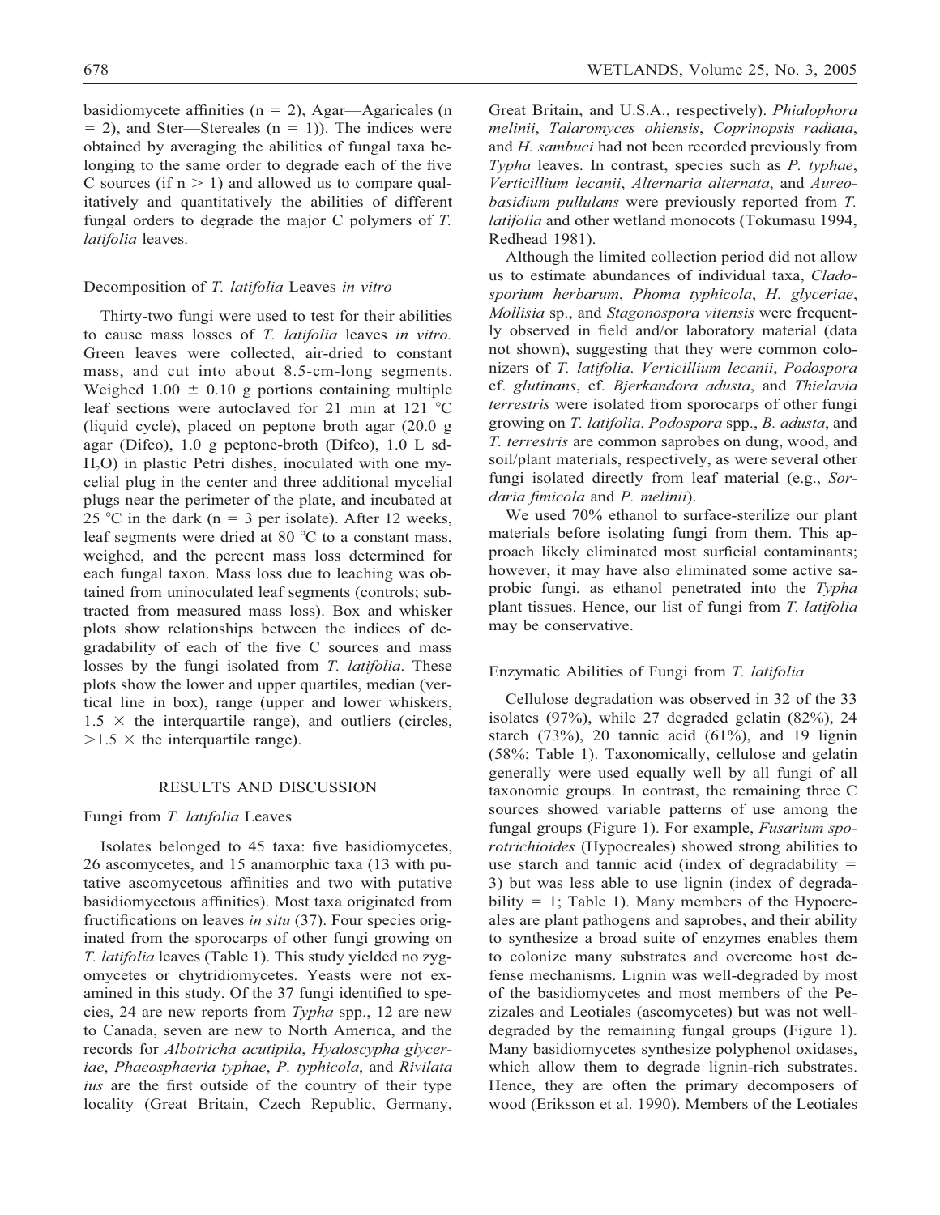basidiomycete affinities (n = 2), Agar—Agaricales (n = 2), and Ster—Stereales (n = 1)). The indices were obtained by averaging the abilities of fungal taxa belonging to the same order to degrade each of the five C sources (if n > 1) and allowed us to compare qualitatively and quantitatively the abilities of different fungal orders to degrade the major C polymers of *T. latifolia* leaves.

### Decomposition of *T. latifolia* Leaves *in vitro*

Thirty-two fungi were used to test for their abilities to cause mass losses of *T. latifolia* leaves *in vitro.* Green leaves were collected, air-dried to constant mass, and cut into about 8.5-cm-long segments. Weighed 1.00 ± 0.10 g portions containing multiple leaf sections were autoclaved for 21 min at 121 °C (liquid cycle), placed on peptone broth agar (20.0 g agar (Difco), 1.0 g peptone-broth (Difco), 1.0 L sd-$H_2O$) in plastic Petri dishes, inoculated with one mycelial plug in the center and three additional mycelial plugs near the perimeter of the plate, and incubated at 25 °C in the dark (n = 3 per isolate). After 12 weeks, leaf segments were dried at 80 °C to a constant mass, weighed, and the percent mass loss determined for each fungal taxon. Mass loss due to leaching was obtained from uninoculated leaf segments (controls; subtracted from measured mass loss). Box and whisker plots show relationships between the indices of degradability of each of the five C sources and mass losses by the fungi isolated from *T. latifolia*. These plots show the lower and upper quartiles, median (vertical line in box), range (upper and lower whiskers, 1.5 × the interquartile range), and outliers (circles, >1.5 × the interquartile range).

## RESULTS AND DISCUSSION

### Fungi from *T. latifolia* Leaves

Isolates belonged to 45 taxa: five basidiomycetes, 26 ascomycetes, and 15 anamorphic taxa (13 with putative ascomycetous affinities and two with putative basidiomycetous affinities). Most taxa originated from fructifications on leaves *in situ* (37). Four species originated from the sporocarps of other fungi growing on *T. latifolia* leaves (Table 1). This study yielded no zygomycetes or chytridiomycetes. Yeasts were not examined in this study. Of the 37 fungi identified to species, 24 are new reports from *Typha* spp., 12 are new to Canada, seven are new to North America, and the records for *Albotricha acutipila*, *Hyaloscypha glyceriae*, *Phaeosphaeria typhae*, *P. typhicola*, and *Rivilata ius* are the first outside of the country of their type locality (Great Britain, Czech Republic, Germany, Great Britain, and U.S.A., respectively). *Phialophora melinii*, *Talaromyces ohiensis*, *Coprinopsis radiata*, and *H. sambuci* had not been recorded previously from *Typha* leaves. In contrast, species such as *P. typhae*, *Verticillium lecanii*, *Alternaria alternata*, and *Aureobasidium pullulans* were previously reported from *T. latifolia* and other wetland monocots (Tokumasu 1994, Redhead 1981).

Although the limited collection period did not allow us to estimate abundances of individual taxa, *Cladosporium herbarum*, *Phoma typhicola*, *H. glyceriae*, *Mollisia* sp., and *Stagonospora vitensis* were frequently observed in field and/or laboratory material (data not shown), suggesting that they were common colonizers of *T. latifolia*. *Verticillium lecanii*, *Podospora* cf. *glutinans*, cf. *Bjerkandora adusta*, and *Thielavia terrestris* were isolated from sporocarps of other fungi growing on *T. latifolia*. *Podospora* spp., *B. adusta*, and *T. terrestris* are common saprobes on dung, wood, and soil/plant materials, respectively, as were several other fungi isolated directly from leaf material (e.g., *Sordaria fimicola* and *P. melinii*).

We used 70% ethanol to surface-sterilize our plant materials before isolating fungi from them. This approach likely eliminated most surficial contaminants; however, it may have also eliminated some active saprobic fungi, as ethanol penetrated into the *Typha* plant tissues. Hence, our list of fungi from *T. latifolia* may be conservative.

### Enzymatic Abilities of Fungi from *T. latifolia*

Cellulose degradation was observed in 32 of the 33 isolates (97%), while 27 degraded gelatin (82%), 24 starch (73%), 20 tannic acid (61%), and 19 lignin (58%; Table 1). Taxonomically, cellulose and gelatin generally were used equally well by all fungi of all taxonomic groups. In contrast, the remaining three C sources showed variable patterns of use among the fungal groups (Figure 1). For example, *Fusarium sporotrichioides* (Hypocreales) showed strong abilities to use starch and tannic acid (index of degradability = 3) but was less able to use lignin (index of degradability = 1; Table 1). Many members of the Hypocreales are plant pathogens and saprobes, and their ability to synthesize a broad suite of enzymes enables them to colonize many substrates and overcome host defense mechanisms. Lignin was well-degraded by most of the basidiomycetes and most members of the Pezizales and Leotiales (ascomycetes) but was not well-degraded by the remaining fungal groups (Figure 1). Many basidiomycetes synthesize polyphenol oxidases, which allow them to degrade lignin-rich substrates. Hence, they are often the primary decomposers of wood (Eriksson et al. 1990). Members of the Leotiales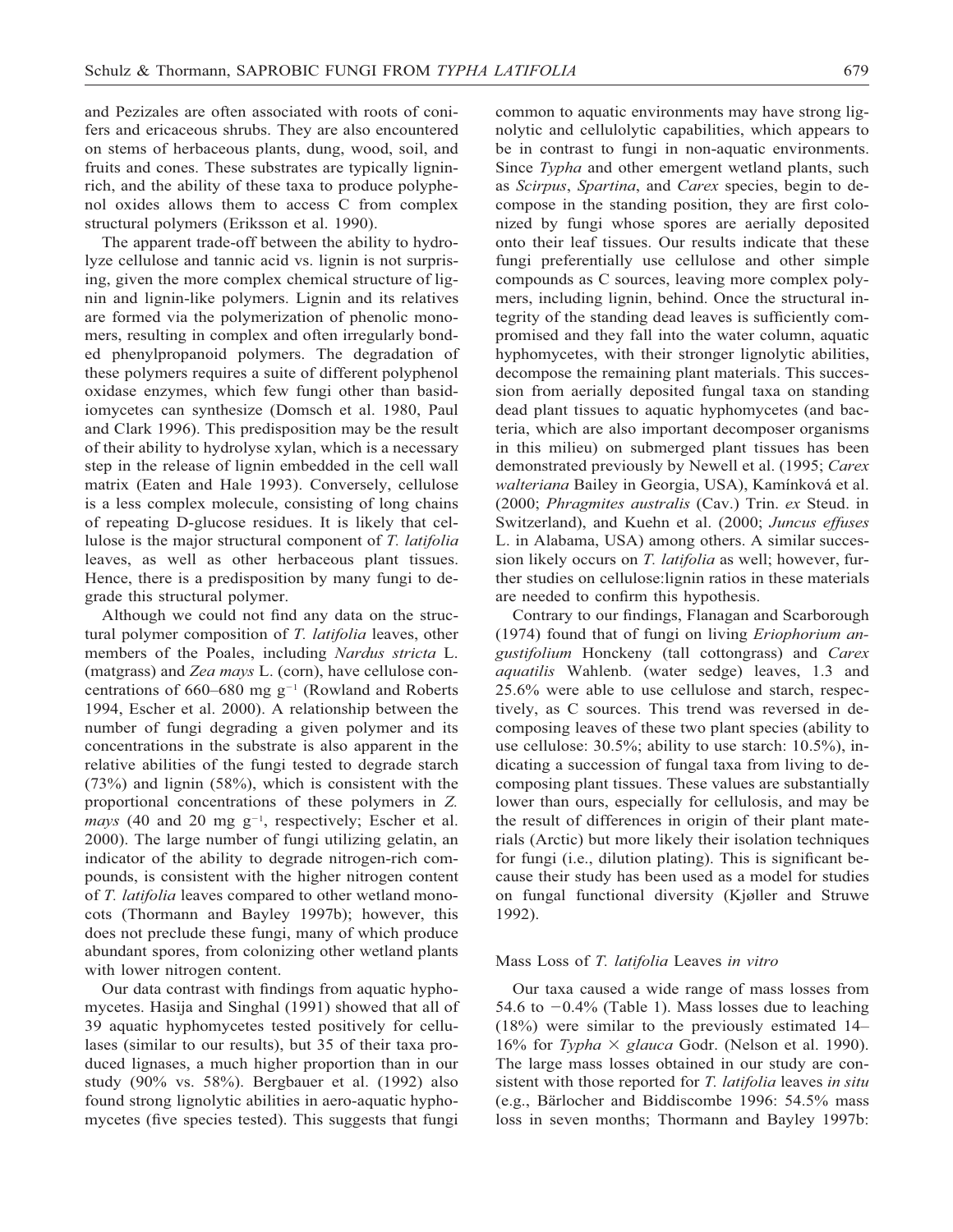and Pezizales are often associated with roots of conifers and ericaceous shrubs. They are also encountered on stems of herbaceous plants, dung, wood, soil, and fruits and cones. These substrates are typically ligninrich, and the ability of these taxa to produce polyphenol oxides allows them to access C from complex structural polymers (Eriksson et al. 1990).

The apparent trade-off between the ability to hydrolyze cellulose and tannic acid vs. lignin is not surprising, given the more complex chemical structure of lignin and lignin-like polymers. Lignin and its relatives are formed via the polymerization of phenolic monomers, resulting in complex and often irregularly bonded phenylpropanoid polymers. The degradation of these polymers requires a suite of different polyphenol oxidase enzymes, which few fungi other than basidiomycetes can synthesize (Domsch et al. 1980, Paul and Clark 1996). This predisposition may be the result of their ability to hydrolyse xylan, which is a necessary step in the release of lignin embedded in the cell wall matrix (Eaten and Hale 1993). Conversely, cellulose is a less complex molecule, consisting of long chains of repeating D-glucose residues. It is likely that cellulose is the major structural component of *T. latifolia* leaves, as well as other herbaceous plant tissues. Hence, there is a predisposition by many fungi to degrade this structural polymer.

Although we could not find any data on the structural polymer composition of *T. latifolia* leaves, other members of the Poales, including *Nardus stricta* L. (matgrass) and *Zea mays* L. (corn), have cellulose concentrations of 660–680 mg $g^{-1}$ (Rowland and Roberts 1994, Escher et al. 2000). A relationship between the number of fungi degrading a given polymer and its concentrations in the substrate is also apparent in the relative abilities of the fungi tested to degrade starch (73%) and lignin (58%), which is consistent with the proportional concentrations of these polymers in *Z. mays* (40 and 20 mg $g^{-1}$, respectively; Escher et al. 2000). The large number of fungi utilizing gelatin, an indicator of the ability to degrade nitrogen-rich compounds, is consistent with the higher nitrogen content of *T. latifolia* leaves compared to other wetland monocots (Thormann and Bayley 1997b); however, this does not preclude these fungi, many of which produce abundant spores, from colonizing other wetland plants with lower nitrogen content.

Our data contrast with findings from aquatic hyphomycetes. Hasija and Singhal (1991) showed that all of 39 aquatic hyphomycetes tested positively for cellulases (similar to our results), but 35 of their taxa produced lignases, a much higher proportion than in our study (90% vs. 58%). Bergbauer et al. (1992) also found strong lignolytic abilities in aero-aquatic hyphomycetes (five species tested). This suggests that fungi common to aquatic environments may have strong lignolytic and cellulolytic capabilities, which appears to be in contrast to fungi in non-aquatic environments. Since *Typha* and other emergent wetland plants, such as *Scirpus*, *Spartina*, and *Carex* species, begin to decompose in the standing position, they are first colonized by fungi whose spores are aerially deposited onto their leaf tissues. Our results indicate that these fungi preferentially use cellulose and other simple compounds as C sources, leaving more complex polymers, including lignin, behind. Once the structural integrity of the standing dead leaves is sufficiently compromised and they fall into the water column, aquatic hyphomycetes, with their stronger lignolytic abilities, decompose the remaining plant materials. This succession from aerially deposited fungal taxa on standing dead plant tissues to aquatic hyphomycetes (and bacteria, which are also important decomposer organisms in this milieu) on submerged plant tissues has been demonstrated previously by Newell et al. (1995; *Carex walteriana* Bailey in Georgia, USA), Kamínková et al. (2000; *Phragmites australis* (Cav.) Trin. *ex* Steud. in Switzerland), and Kuehn et al. (2000; *Juncus effuses* L. in Alabama, USA) among others. A similar succession likely occurs on *T. latifolia* as well; however, further studies on cellulose:lignin ratios in these materials are needed to confirm this hypothesis.

Contrary to our findings, Flanagan and Scarborough (1974) found that of fungi on living *Eriophorum angustifolium* Honckeny (tall cottongrass) and *Carex aquatilis* Wahlenb. (water sedge) leaves, 1.3 and 25.6% were able to use cellulose and starch, respectively, as C sources. This trend was reversed in decomposing leaves of these two plant species (ability to use cellulose: 30.5%; ability to use starch: 10.5%), indicating a succession of fungal taxa from living to decomposing plant tissues. These values are substantially lower than ours, especially for cellulosis, and may be the result of differences in origin of their plant materials (Arctic) but more likely their isolation techniques for fungi (i.e., dilution plating). This is significant because their study has been used as a model for studies on fungal functional diversity (Kjøller and Struwe 1992).

### Mass Loss of *T. latifolia* Leaves *in vitro*

Our taxa caused a wide range of mass losses from 54.6 to −0.4% (Table 1). Mass losses due to leaching (18%) were similar to the previously estimated 14–16% for *Typha* × *glauca* Godr. (Nelson et al. 1990). The large mass losses obtained in our study are consistent with those reported for *T. latifolia* leaves *in situ* (e.g., Bärlocher and Biddiscombe 1996: 54.5% mass loss in seven months; Thormann and Bayley 1997b: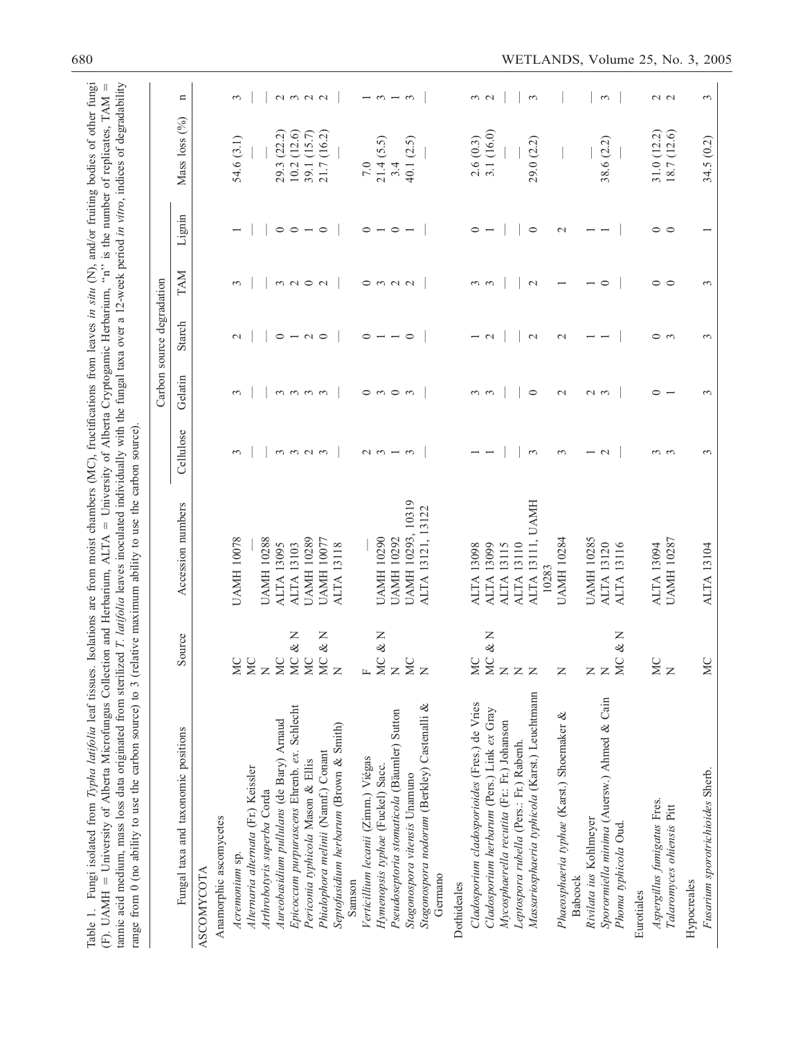Table 1. Fungi isolated from *Typha latifolia* leaf tissues. Isolations are from moist chambers (MC), fructifications from leaves *in situ* (N), and/or fruiting bodies of other fungi (F). UAMH = University of Alberta Microfungus Collection and Herbarium, ALTA = University of Alberta Cryptogamic Herbarium, "n" is the number of replicates, TAM = tannic acid medium, mass loss data originated from sterilized *T. latifolia* leaves inoculated individually with the fungal taxa over a 12-week period *in vitro*, indices of degradability range from 0 (no ability to use the carbon source) to 3 (relative maximum ability to use the carbon source).

| Fungal taxa and taxonomic positions | Source | Accession numbers | Carbon source degradation | | | | | Mass loss (%) | n |
|---|---|---|---|---|---|---|---|---|---|
| | | | Cellulose | Gelatin | Starch | TAM | Lignin | | |
| **ASCOMYCOTA** | | | | | | | | | |
| Anamorphic ascomycetes | | | | | | | | | |
| *Acremonium* sp. | MC | UAMH 10078 | 3 | 3 | 2 | 3 | 1 | 54.6 (3.1) | 3 |
| *Alternaria alternata* (Fr.) Keissler | MC | — | — | — | — | — | — | — | — |
| *Arthrobotryis superba* Corda | N | UAMH 10288 | — | — | — | — | — | — | — |
| *Aureobasidium pullulans* (de Bary) Arnaud | MC | ALTA 13095 | 3 | 3 | 0 | 3 | 0 | 29.3 (22.2) | 2 |
| *Epicoccum purpurascens* Ehrenb. *ex.* Schlecht | MC & N | ALTA 13103 | 3 | 3 | 1 | 2 | 0 | 10.2 (12.6) | 3 |
| *Periconia typhicola* Mason & Ellis | MC | UAMH 10289 | 2 | 3 | 2 | 0 | 1 | 39.1 (15.7) | 2 |
| *Phialophora melinii* (Nannf.) Conant | MC & N | UAMH 10077 | 3 | 3 | 0 | 2 | 0 | 21.7 (16.2) | 2 |
| *Septofusidium herbarum* (Brown & Smith) Samson | N | ALTA 13118 | — | — | — | — | — | — | — |
| *Verticillium lecanii* (Zimm.) Viégas | F | — | 2 | 0 | 0 | 0 | 0 | 7.0 | 1 |
| *Hymenopsis typhae* (Fuckel) Sacc. | MC & N | UAMH 10290 | 3 | 3 | 1 | 3 | 1 | 21.4 (5.5) | 3 |
| *Pseudoseptoria stomaticola* (Bäumler) Sutton | N | UAMH 10292 | 1 | 0 | 1 | 2 | 0 | 3.4 | 1 |
| *Stagonospora vitensis* Unamuno | MC | UAMH 10293, 10319 | 3 | 3 | 0 | 2 | 1 | 40.1 (2.5) | 3 |
| *Stagonospora nodorum* (Berkley) Castenalli & Germano | N | ALTA 13121, 13122 | — | — | — | — | — | — | — |
| Dothideales | | | | | | | | | |
| *Cladosporium cladosporioides* (Fres.) de Vries | MC | ALTA 13098 | 1 | 3 | 1 | 3 | 0 | 2.6 (0.3) | 3 |
| *Cladosporium herbarum* (Pers.) Link *ex* Gray | MC & N | ALTA 13099 | 1 | 3 | 2 | 3 | 1 | 3.1 (16.0) | 2 |
| *Mycosphaerella recutita* (Fr.: Fr.) Johanson | N | ALTA 13115 | — | — | — | — | — | — | — |
| *Leptospora rubella* (Pers.: Fr.) Rabenh. | N | ALTA 13110 | — | — | — | — | — | — | — |
| *Massariosphaeria typhicola* (Karst.) Leuchtmann | N | ALTA 13111, UAMH 10283 | 3 | 0 | 2 | 2 | 0 | 29.0 (2.2) | 3 |
| *Phaeosphaeria typhae* (Karst.) Shoemaker & Babcock | N | UAMH 10284 | 3 | 2 | 2 | 1 | 2 | — | — |
| *Rivilata ius* Kohlmeyer | N | UAMH 10285 | 1 | 2 | 1 | 1 | 1 | — | — |
| *Sporormiella minima* (Auersw.) Ahmed & Cain | N | ALTA 13120 | 2 | 3 | 1 | 0 | 1 | 38.6 (2.2) | 3 |
| *Phoma typhicola* Oud. | MC & N | ALTA 13116 | — | — | — | — | — | — | — |
| Eurotiales | | | | | | | | | |
| *Aspergillus fumigatus* Fres. | MC | ALTA 13094 | 3 | 0 | 0 | 0 | 0 | 31.0 (12.2) | 2 |
| *Talaromyces ohiensis* Pitt | N | UAMH 10287 | 3 | 1 | 3 | 0 | 0 | 18.7 (12.6) | 2 |
| Hypocreales | | | | | | | | | |
| *Fusarium sporotrichioides* Sherb. | MC | ALTA 13104 | 3 | 3 | 3 | 3 | 1 | 34.5 (0.2) | 3 |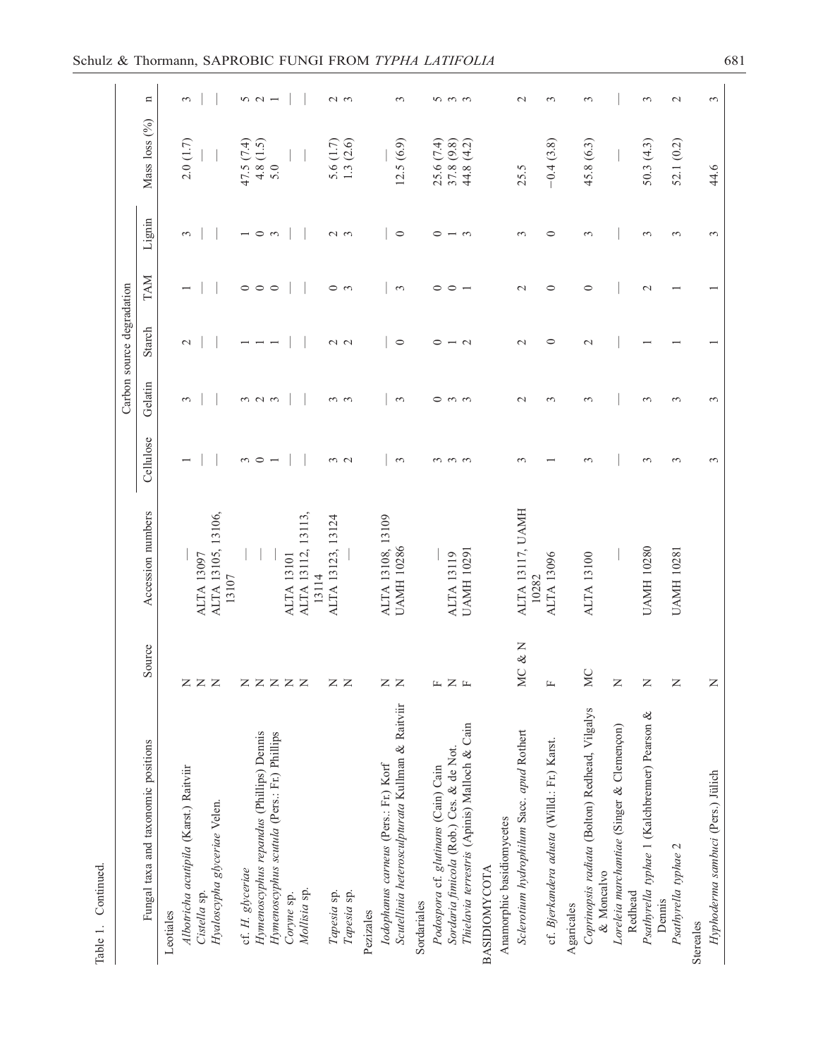Table 1. Continued.

| Fungal taxa and taxonomic positions | Source | Accession numbers | Carbon source degradation | | | | | Mass loss (%) | n |
|---|---|---|---|---|---|---|---|---|---|
| | | | Cellulose | Gelatin | Starch | TAM | Lignin | | |
| Leotiales | | | | | | | | | |
| *Albotricha acutipila* (Karst.) Raitviir | N | — | 1 | 3 | 2 | 1 | 3 | 2.0 (1.7) | 3 |
| *Cistella* sp. | N | ALTA 13097 | — | — | — | — | — | — | — |
| *Hyaloscypha glyceriae* Velen. | N | ALTA 13105, 13106, 13107 | — | — | — | — | — | — | — |
| cf. *H. glyceriae* | N | — | 3 | 3 | 1 | 0 | 1 | 47.5 (7.4) | 5 |
| *Hymenoscyphus repandus* (Phillips) Dennis | N | — | 0 | 2 | 1 | 0 | 0 | 4.8 (1.5) | 2 |
| *Hymenoscyphus scutula* (Pers.: Fr.) Phillips | N | — | 1 | 3 | 1 | 0 | 3 | 5.0 | 1 |
| *Coryne* sp. | N | ALTA 13101 | — | — | — | — | — | — | — |
| *Mollisia* sp. | N | ALTA 13112, 13113, 13114 | — | — | — | — | — | — | — |
| *Tapesia* sp. | N | ALTA 13123, 13124 | 3 | 3 | 2 | 0 | 2 | 5.6 (1.7) | 2 |
| *Tapesia* sp. | N | — | 2 | 3 | 2 | 3 | 3 | 1.3 (2.6) | 3 |
| Pezizales | | | | | | | | | |
| *Iodophanus carneus* (Pers.: Fr.) Korf | N | ALTA 13108, 13109 | — | — | — | — | — | — | |
| *Scutellinia heterosculpturata* Kullman & Raitviir | N | UAMH 10286 | 3 | 3 | 0 | 3 | 0 | 12.5 (6.9) | 3 |
| Sordariales | | | | | | | | | |
| *Podospora* cf. *glutinans* (Cain) Cain | F | — | 3 | 0 | 0 | 0 | 0 | 25.6 (7.4) | 5 |
| *Sordaria fimicola* (Rob.) Ces. & de Not. | N | ALTA 13119 | 3 | 3 | 1 | 0 | 1 | 37.8 (9.8) | 3 |
| *Thielavia terrestris* (Apinis) Malloch & Cain | F | UAMH 10291 | 3 | 3 | 2 | 1 | 3 | 44.8 (4.2) | 3 |
| BASIDIOMYCOTA | | | | | | | | | |
| Anamorphic basidiomycetes | | | | | | | | | |
| *Sclerotium hydrophilum* Sacc. *apud* Rothert | MC & N | ALTA 13117, UAMH 10282 | 3 | 2 | 2 | 2 | 3 | 25.5 | 2 |
| cf. *Bjerkandera adusta* (Willd.: Fr.) Karst. | F | ALTA 13096 | 1 | 3 | 0 | 0 | 0 | −0.4 (3.8) | 3 |
| Agaricales | | | | | | | | | |
| *Coprinopsis radiata* (Bolton) Redhead, Vilgalys & Moncalvo | MC | ALTA 13100 | 3 | 3 | 2 | 0 | 3 | 45.8 (6.3) | 3 |
| *Loreleia marchantiae* (Singer & Clemençon) Redhead | N | — | — | — | — | — | — | — | — |
| *Psathyrella typhae* 1 (Kalchbrenner) Pearson & Dennis | N | UAMH 10280 | 3 | 3 | 1 | 2 | 3 | 50.3 (4.3) | 3 |
| *Psathyrella typhae* 2 | N | UAMH 10281 | 3 | 3 | 1 | 1 | 3 | 52.1 (0.2) | 2 |
| Stereales | | | | | | | | | |
| *Hyphoderma sambuci* (Pers.) Jülich | N | | 3 | 3 | 1 | 1 | 3 | 44.6 | 3 |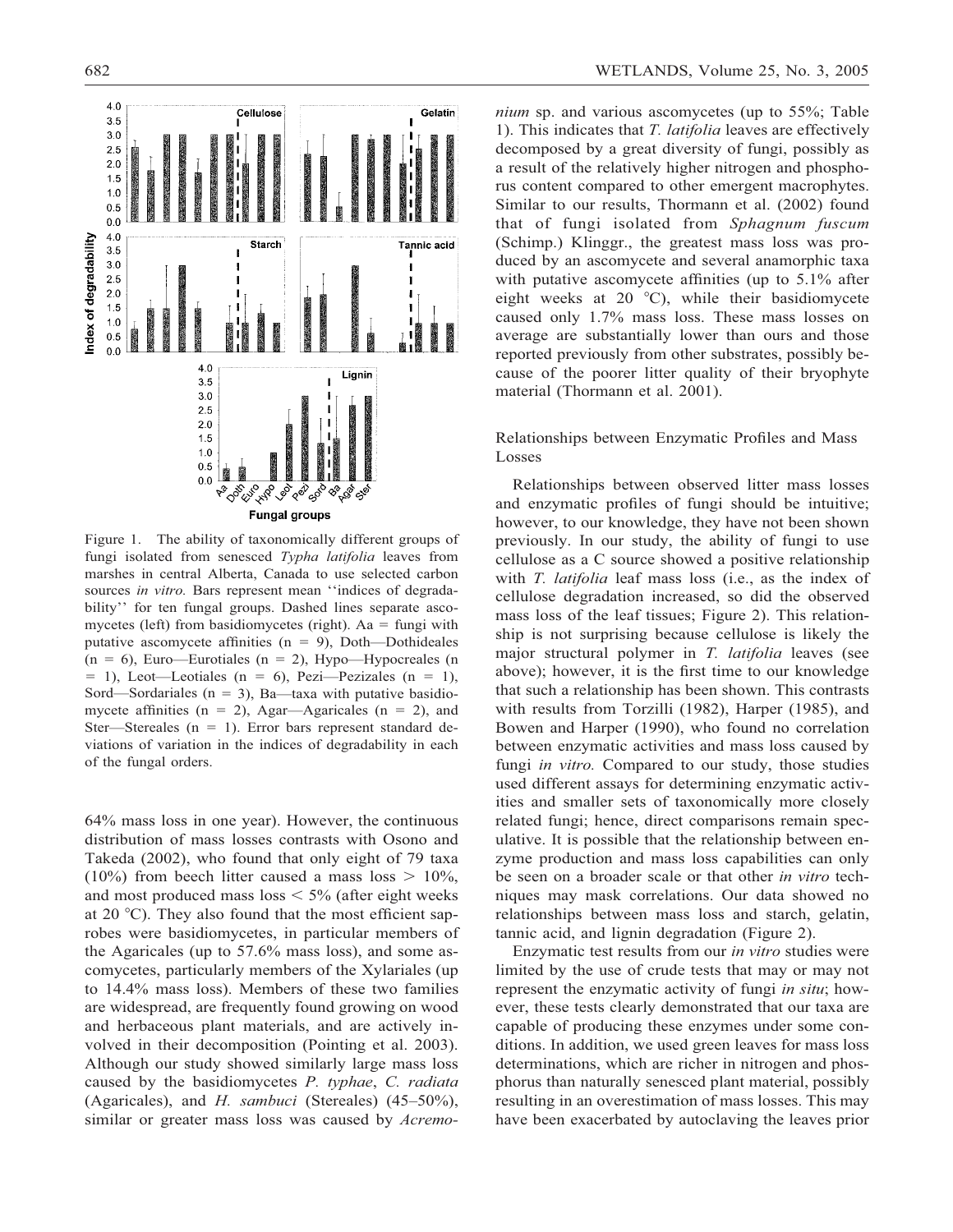Figure 1. The ability of taxonomically different groups of fungi isolated from senesced *Typha latifolia* leaves from marshes in central Alberta, Canada to use selected carbon sources *in vitro.* Bars represent mean ''indices of degradability'' for ten fungal groups. Dashed lines separate ascomycetes (left) from basidiomycetes (right). Aa = fungi with putative ascomycete affinities (n = 9), Doth—Dothideales (n = 6), Euro—Eurotiales (n = 2), Hypo—Hypocreales (n = 1), Leot—Leotiales (n = 6), Pezi—Pezizales (n = 1), Sord—Sordariales (n = 3), Ba—taxa with putative basidiomycete affinities (n = 2), Agar—Agaricales (n = 2), and Ster—Stereales (n = 1). Error bars represent standard deviations of variation in the indices of degradability in each of the fungal orders.

64% mass loss in one year). However, the continuous distribution of mass losses contrasts with Osono and Takeda (2002), who found that only eight of 79 taxa (10%) from beech litter caused a mass loss > 10%, and most produced mass loss < 5% (after eight weeks at 20 °C). They also found that the most efficient saprobes were basidiomycetes, in particular members of the Agaricales (up to 57.6% mass loss), and some ascomycetes, particularly members of the Xylariales (up to 14.4% mass loss). Members of these two families are widespread, are frequently found growing on wood and herbaceous plant materials, and are actively involved in their decomposition (Pointing et al. 2003). Although our study showed similarly large mass loss caused by the basidiomycetes *P. typhae*, *C. radiata* (Agaricales), and *H. sambuci* (Stereales) (45–50%), similar or greater mass loss was caused by *Acremonium* sp. and various ascomycetes (up to 55%; Table 1). This indicates that *T. latifolia* leaves are effectively decomposed by a great diversity of fungi, possibly as a result of the relatively higher nitrogen and phosphorus content compared to other emergent macrophytes. Similar to our results, Thormann et al. (2002) found that of fungi isolated from *Sphagnum fuscum* (Schimp.) Klinggr., the greatest mass loss was produced by an ascomycete and several anamorphic taxa with putative ascomycete affinities (up to 5.1% after eight weeks at 20 °C), while their basidiomycete caused only 1.7% mass loss. These mass losses on average are substantially lower than ours and those reported previously from other substrates, possibly because of the poorer litter quality of their bryophyte material (Thormann et al. 2001).

### Relationships between Enzymatic Profiles and Mass Losses

Relationships between observed litter mass losses and enzymatic profiles of fungi should be intuitive; however, to our knowledge, they have not been shown previously. In our study, the ability of fungi to use cellulose as a C source showed a positive relationship with *T. latifolia* leaf mass loss (i.e., as the index of cellulose degradation increased, so did the observed mass loss of the leaf tissues; Figure 2). This relationship is not surprising because cellulose is likely the major structural polymer in *T. latifolia* leaves (see above); however, it is the first time to our knowledge that such a relationship has been shown. This contrasts with results from Torzilli (1982), Harper (1985), and Bowen and Harper (1990), who found no correlation between enzymatic activities and mass loss caused by fungi *in vitro.* Compared to our study, those studies used different assays for determining enzymatic activities and smaller sets of taxonomically more closely related fungi; hence, direct comparisons remain speculative. It is possible that the relationship between enzyme production and mass loss capabilities can only be seen on a broader scale or that other *in vitro* techniques may mask correlations. Our data showed no relationships between mass loss and starch, gelatin, tannic acid, and lignin degradation (Figure 2).

Enzymatic test results from our *in vitro* studies were limited by the use of crude tests that may or may not represent the enzymatic activity of fungi *in situ*; however, these tests clearly demonstrated that our taxa are capable of producing these enzymes under some conditions. In addition, we used green leaves for mass loss determinations, which are richer in nitrogen and phosphorus than naturally senesced plant material, possibly resulting in an overestimation of mass losses. This may have been exacerbated by autoclaving the leaves prior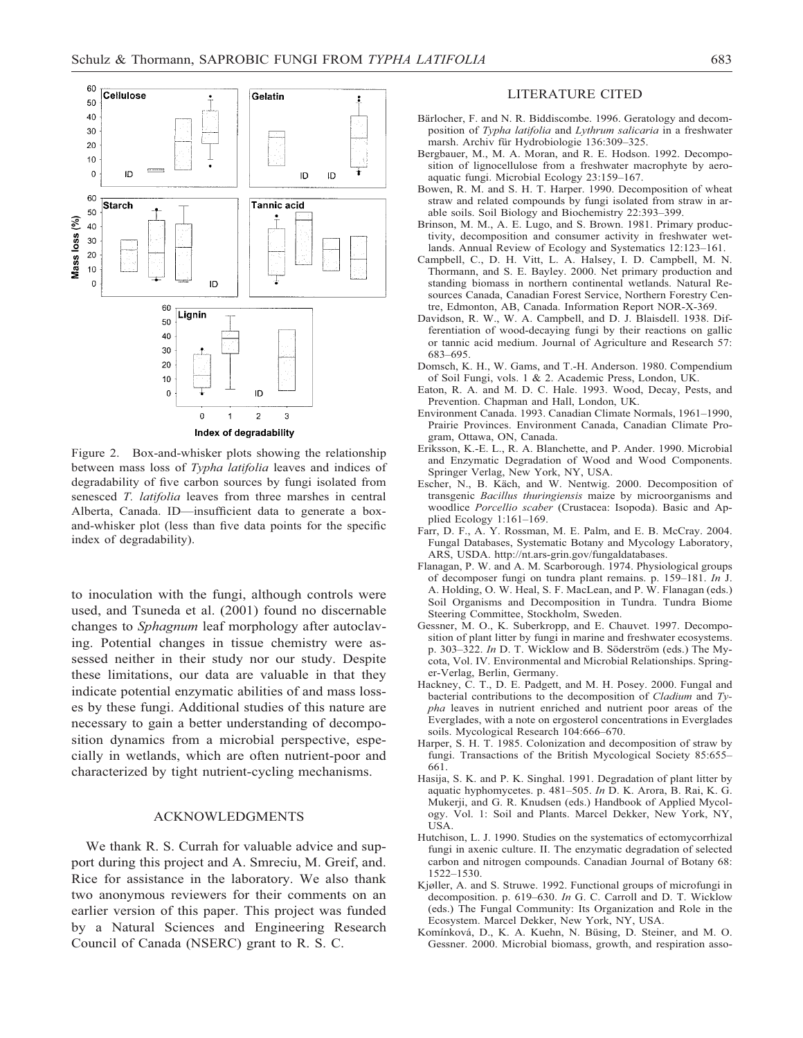Figure 2. Box-and-whisker plots showing the relationship between mass loss of *Typha latifolia* leaves and indices of degradability of five carbon sources by fungi isolated from senesced *T. latifolia* leaves from three marshes in central Alberta, Canada. ID—insufficient data to generate a box-and-whisker plot (less than five data points for the specific index of degradability).

to inoculation with the fungi, although controls were used, and Tsuneda et al. (2001) found no discernable changes to *Sphagnum* leaf morphology after autoclaving. Potential changes in tissue chemistry were assessed neither in their study nor our study. Despite these limitations, our data are valuable in that they indicate potential enzymatic abilities of and mass losses by these fungi. Additional studies of this nature are necessary to gain a better understanding of decomposition dynamics from a microbial perspective, especially in wetlands, which are often nutrient-poor and characterized by tight nutrient-cycling mechanisms.

## ACKNOWLEDGMENTS

We thank R. S. Currah for valuable advice and support during this project and A. Smreciu, M. Greif, and. Rice for assistance in the laboratory. We also thank two anonymous reviewers for their comments on an earlier version of this paper. This project was funded by a Natural Sciences and Engineering Research Council of Canada (NSERC) grant to R. S. C.

## LITERATURE CITED

Bärlocher, F. and N. R. Biddiscombe. 1996. Geratology and decomposition of *Typha latifolia* and *Lythrum salicaria* in a freshwater marsh. Archiv für Hydrobiologie 136:309–325.

Bergbauer, M., M. A. Moran, and R. E. Hodson. 1992. Decomposition of lignocellulose from a freshwater macrophyte by aero-aquatic fungi. Microbial Ecology 23:159–167.

Bowen, R. M. and S. H. T. Harper. 1990. Decomposition of wheat straw and related compounds by fungi isolated from straw in arable soils. Soil Biology and Biochemistry 22:393–399.

Brinson, M. M., A. E. Lugo, and S. Brown. 1981. Primary productivity, decomposition and consumer activity in freshwater wetlands. Annual Review of Ecology and Systematics 12:123–161.

Campbell, C., D. H. Vitt, L. A. Halsey, I. D. Campbell, M. N. Thormann, and S. E. Bayley. 2000. Net primary production and standing biomass in northern continental wetlands. Natural Resources Canada, Canadian Forest Service, Northern Forestry Centre, Edmonton, AB, Canada. Information Report NOR-X-369.

Davidson, R. W., W. A. Campbell, and D. J. Blaisdell. 1938. Differentiation of wood-decaying fungi by their reactions on gallic or tannic acid medium. Journal of Agriculture and Research 57: 683–695.

Domsch, K. H., W. Gams, and T.-H. Anderson. 1980. Compendium of Soil Fungi, vols. 1 & 2. Academic Press, London, UK.

Eaton, R. A. and M. D. C. Hale. 1993. Wood, Decay, Pests, and Prevention. Chapman and Hall, London, UK.

Environment Canada. 1993. Canadian Climate Normals, 1961–1990, Prairie Provinces. Environment Canada, Canadian Climate Program, Ottawa, ON, Canada.

Eriksson, K.-E. L., R. A. Blanchette, and P. Ander. 1990. Microbial and Enzymatic Degradation of Wood and Wood Components. Springer Verlag, New York, NY, USA.

Escher, N., B. Käch, and W. Nentwig. 2000. Decomposition of transgenic *Bacillus thuringiensis* maize by microorganisms and woodlice *Porcellio scaber* (Crustacea: Isopoda). Basic and Applied Ecology 1:161–169.

Farr, D. F., A. Y. Rossman, M. E. Palm, and E. B. McCray. 2004. Fungal Databases, Systematic Botany and Mycology Laboratory, ARS, USDA. http://nt.ars-grin.gov/fungaldatabases.

Flanagan, P. W. and A. M. Scarborough. 1974. Physiological groups of decomposer fungi on tundra plant remains. p. 159–181. *In* J. A. Holding, O. W. Heal, S. F. MacLean, and P. W. Flanagan (eds.) Soil Organisms and Decomposition in Tundra. Tundra Biome Steering Committee, Stockholm, Sweden.

Gessner, M. O., K. Suberkropp, and E. Chauvet. 1997. Decomposition of plant litter by fungi in marine and freshwater ecosystems. p. 303–322. *In* D. T. Wicklow and B. Söderström (eds.) The Mycota, Vol. IV. Environmental and Microbial Relationships. Springer-Verlag, Berlin, Germany.

Hackney, C. T., D. E. Padgett, and M. H. Posey. 2000. Fungal and bacterial contributions to the decomposition of *Cladium* and *Typha* leaves in nutrient enriched and nutrient poor areas of the Everglades, with a note on ergosterol concentrations in Everglades soils. Mycological Research 104:666–670.

Harper, S. H. T. 1985. Colonization and decomposition of straw by fungi. Transactions of the British Mycological Society 85:655–661.

Hasija, S. K. and P. K. Singhal. 1991. Degradation of plant litter by aquatic hyphomycetes. p. 481–505. *In* D. K. Arora, B. Rai, K. G. Mukerji, and G. R. Knudsen (eds.) Handbook of Applied Mycology. Vol. 1: Soil and Plants. Marcel Dekker, New York, NY, USA.

Hutchison, L. J. 1990. Studies on the systematics of ectomycorrhizal fungi in axenic culture. II. The enzymatic degradation of selected carbon and nitrogen compounds. Canadian Journal of Botany 68: 1522–1530.

Kjøller, A. and S. Struwe. 1992. Functional groups of microfungi in decomposition. p. 619–630. *In* G. C. Carroll and D. T. Wicklow (eds.) The Fungal Community: Its Organization and Role in the Ecosystem. Marcel Dekker, New York, NY, USA.

Komínková, D., K. A. Kuehn, N. Büsing, D. Steiner, and M. O. Gessner. 2000. Microbial biomass, growth, and respiration asso-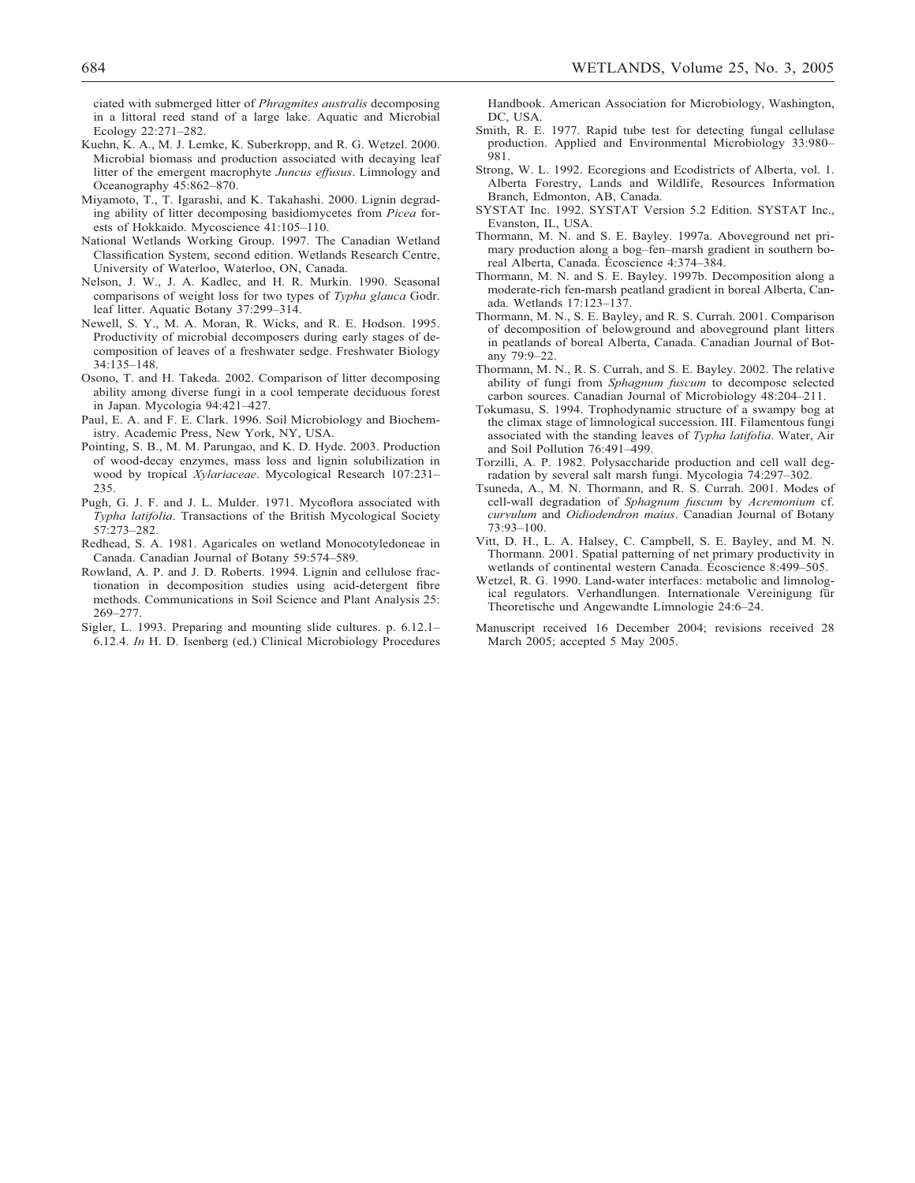ciated with submerged litter of *Phragmites australis* decomposing in a littoral reed stand of a large lake. Aquatic and Microbial Ecology 22:271–282.

Kuehn, K. A., M. J. Lemke, K. Suberkropp, and R. G. Wetzel. 2000. Microbial biomass and production associated with decaying leaf litter of the emergent macrophyte *Juncus effusus*. Limnology and Oceanography 45:862–870.

Miyamoto, T., T. Igarashi, and K. Takahashi. 2000. Lignin degrading ability of litter decomposing basidiomycetes from *Picea* forests of Hokkaido. Mycoscience 41:105–110.

National Wetlands Working Group. 1997. The Canadian Wetland Classification System, second edition. Wetlands Research Centre, University of Waterloo, Waterloo, ON, Canada.

Nelson, J. W., J. A. Kadlec, and H. R. Murkin. 1990. Seasonal comparisons of weight loss for two types of *Typha glauca* Godr. leaf litter. Aquatic Botany 37:299–314.

Newell, S. Y., M. A. Moran, R. Wicks, and R. E. Hodson. 1995. Productivity of microbial decomposers during early stages of decomposition of leaves of a freshwater sedge. Freshwater Biology 34:135–148.

Osono, T. and H. Takeda. 2002. Comparison of litter decomposing ability among diverse fungi in a cool temperate deciduous forest in Japan. Mycologia 94:421–427.

Paul, E. A. and F. E. Clark. 1996. Soil Microbiology and Biochemistry. Academic Press, New York, NY, USA.

Pointing, S. B., M. M. Parungao, and K. D. Hyde. 2003. Production of wood-decay enzymes, mass loss and lignin solubilization in wood by tropical *Xylariaceae*. Mycological Research 107:231–235.

Pugh, G. J. F. and J. L. Mulder. 1971. Mycoflora associated with *Typha latifolia*. Transactions of the British Mycological Society 57:273–282.

Redhead, S. A. 1981. Agaricales on wetland Monocotyledoneae in Canada. Canadian Journal of Botany 59:574–589.

Rowland, A. P. and J. D. Roberts. 1994. Lignin and cellulose fractionation in decomposition studies using acid-detergent fibre methods. Communications in Soil Science and Plant Analysis 25: 269–277.

Sigler, L. 1993. Preparing and mounting slide cultures. p. 6.12.1–6.12.4. *In* H. D. Isenberg (ed.) Clinical Microbiology Procedures Handbook. American Association for Microbiology, Washington, DC, USA.

Smith, R. E. 1977. Rapid tube test for detecting fungal cellulase production. Applied and Environmental Microbiology 33:980–981.

Strong, W. L. 1992. Ecoregions and Ecodistricts of Alberta, vol. 1. Alberta Forestry, Lands and Wildlife, Resources Information Branch, Edmonton, AB, Canada.

SYSTAT Inc. 1992. SYSTAT Version 5.2 Edition. SYSTAT Inc., Evanston, IL, USA.

Thormann, M. N. and S. E. Bayley. 1997a. Aboveground net primary production along a bog–fen–marsh gradient in southern boreal Alberta, Canada. Écoscience 4:374–384.

Thormann, M. N. and S. E. Bayley. 1997b. Decomposition along a moderate-rich fen-marsh peatland gradient in boreal Alberta, Canada. Wetlands 17:123–137.

Thormann, M. N., S. E. Bayley, and R. S. Currah. 2001. Comparison of decomposition of belowground and aboveground plant litters in peatlands of boreal Alberta, Canada. Canadian Journal of Botany 79:9–22.

Thormann, M. N., R. S. Currah, and S. E. Bayley. 2002. The relative ability of fungi from *Sphagnum fuscum* to decompose selected carbon sources. Canadian Journal of Microbiology 48:204–211.

Tokumasu, S. 1994. Trophodynamic structure of a swampy bog at the climax stage of limnological succession. III. Filamentous fungi associated with the standing leaves of *Typha latifolia*. Water, Air and Soil Pollution 76:491–499.

Torzilli, A. P. 1982. Polysaccharide production and cell wall degradation by several salt marsh fungi. Mycologia 74:297–302.

Tsuneda, A., M. N. Thormann, and R. S. Currah. 2001. Modes of cell-wall degradation of *Sphagnum fuscum* by *Acremonium* cf. *curvulum* and *Oidiodendron maius*. Canadian Journal of Botany 73:93–100.

Vitt, D. H., L. A. Halsey, C. Campbell, S. E. Bayley, and M. N. Thormann. 2001. Spatial patterning of net primary productivity in wetlands of continental western Canada. Écoscience 8:499–505.

Wetzel, R. G. 1990. Land-water interfaces: metabolic and limnological regulators. Verhandlungen. Internationale Vereinigung für Theoretische und Angewandte Limnologie 24:6–24.

Manuscript received 16 December 2004; revisions received 28 March 2005; accepted 5 May 2005.